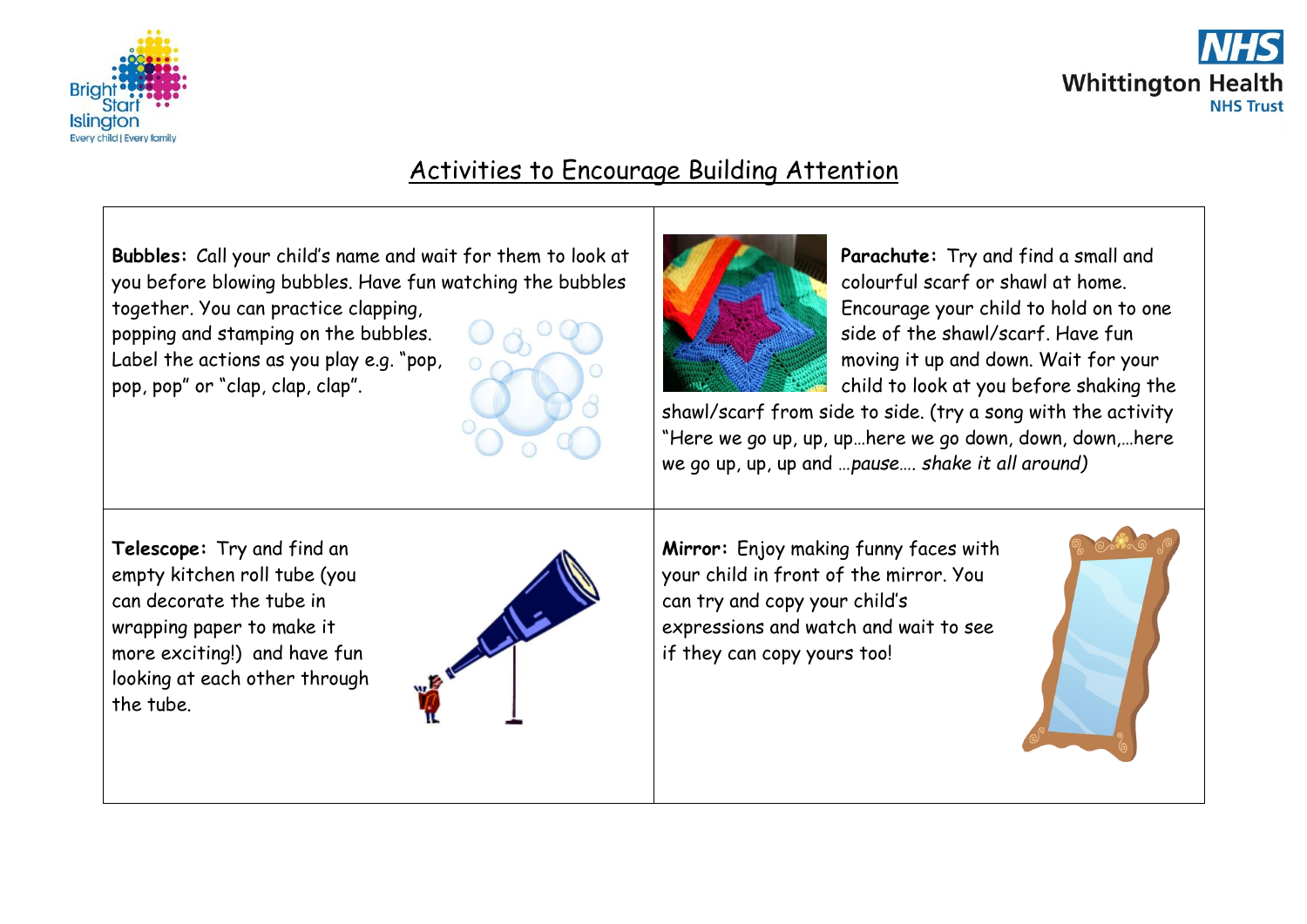# Activities to Encourage Building Attention

**Bubbles:** Call your child's name and wait for them to look at you before blowing bubbles. Have fun watching the bubbles together. You can practice clapping, popping and stamping on the bubbles. Label the actions as you play e.g. "pop, pop, pop" or "clap, clap, clap".

**Parachute:** Try and find a small and colourful scarf or shawl at home. Encourage your child to hold on to one side of the shawl/scarf. Have fun moving it up and down. Wait for your child to look at you before shaking the shawl/scarf from side to side. (try a song with the activity "Here we go up, up, up…here we go down, down, down,…here we go up, up, up and …*pause…. shake it all around)*

**Telescope:** Try and find an empty kitchen roll tube (you can decorate the tube in wrapping paper to make it more exciting!) and have fun looking at each other through the tube.

**Mirror:** Enjoy making funny faces with your child in front of the mirror. You can try and copy your child's expressions and watch and wait to see if they can copy yours too!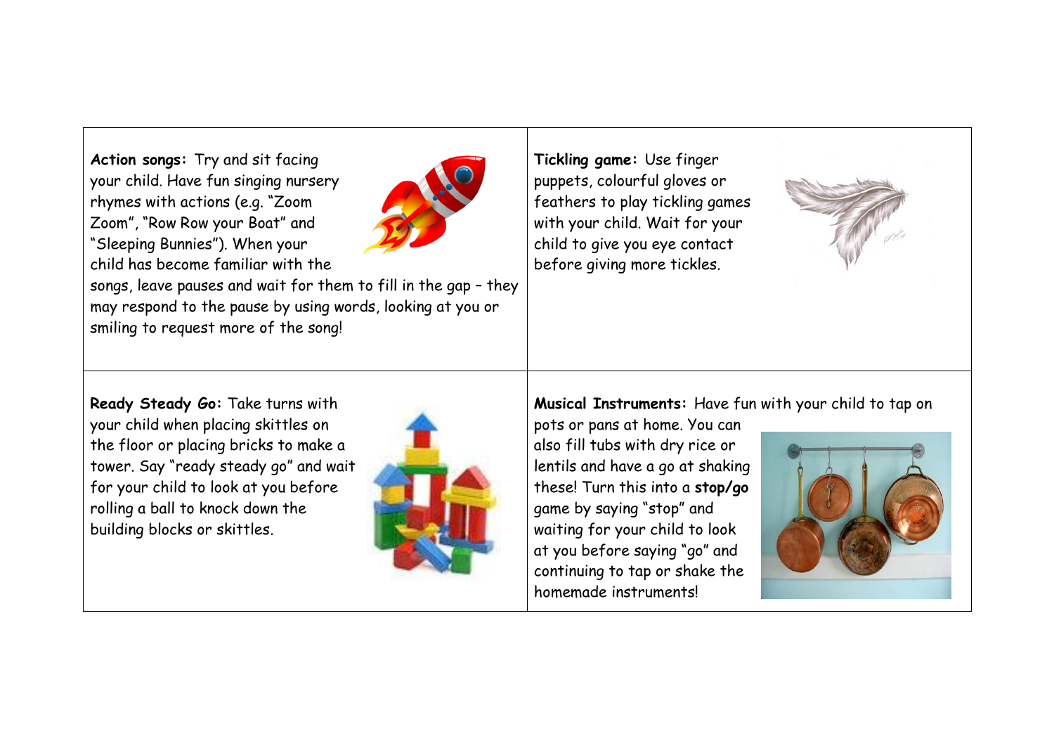**Action songs:** Try and sit facing your child. Have fun singing nursery rhymes with actions (e.g. "Zoom Zoom", "Row Row your Boat" and "Sleeping Bunnies"). When your child has become familiar with the songs, leave pauses and wait for them to fill in the gap – they may respond to the pause by using words, looking at you or smiling to request more of the song!

**Tickling game:** Use finger puppets, colourful gloves or feathers to play tickling games with your child. Wait for your child to give you eye contact before giving more tickles.

**Ready Steady Go:** Take turns with your child when placing skittles on the floor or placing bricks to make a tower. Say "ready steady go" and wait for your child to look at you before rolling a ball to knock down the building blocks or skittles.

**Musical Instruments:** Have fun with your child to tap on pots or pans at home. You can also fill tubs with dry rice or lentils and have a go at shaking these! Turn this into a **stop/go** game by saying "stop" and waiting for your child to look at you before saying "go" and continuing to tap or shake the homemade instruments!